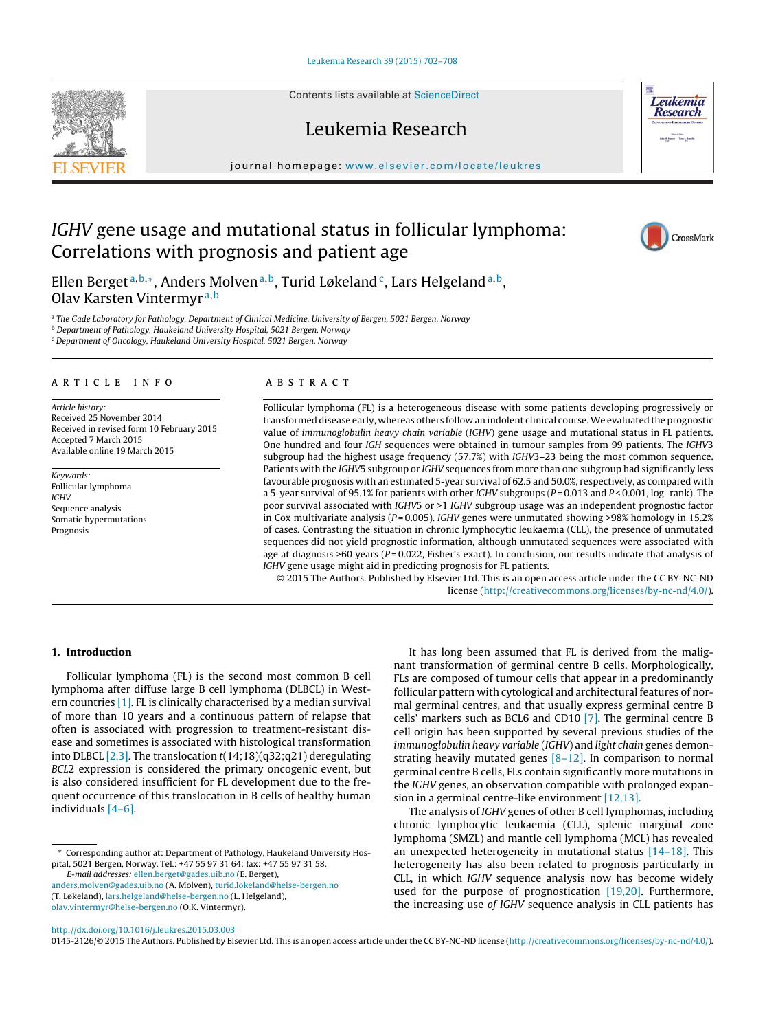# *IGHV* gene usage and mutational status in follicular lymphoma: Correlations with prognosis and patient age

Ellen Berget[a,b,*], Anders Molven[a,b], Turid Løkeland[c], Lars Helgeland[a,b], Olav Karsten Vintermyr[a,b]

[a] The Gade Laboratory for Pathology, Department of Clinical Medicine, University of Bergen, 5021 Bergen, Norway
[b] Department of Pathology, Haukeland University Hospital, 5021 Bergen, Norway
[c] Department of Oncology, Haukeland University Hospital, 5021 Bergen, Norway

## ARTICLE INFO

*Article history:*
Received 25 November 2014
Received in revised form 10 February 2015
Accepted 7 March 2015
Available online 19 March 2015

*Keywords:*
Follicular lymphoma
*IGHV*
Sequence analysis
Somatic hypermutations
Prognosis

## ABSTRACT

Follicular lymphoma (FL) is a heterogeneous disease with some patients developing progressively or transformed disease early, whereas others follow an indolent clinical course. We evaluated the prognostic value of *immunoglobulin heavy chain variable* (*IGHV*) gene usage and mutational status in FL patients. One hundred and four *IGH* sequences were obtained in tumour samples from 99 patients. The *IGHV*3 subgroup had the highest usage frequency (57.7%) with *IGHV*3–23 being the most common sequence. Patients with the *IGHV*5 subgroup or *IGHV* sequences from more than one subgroup had significantly less favourable prognosis with an estimated 5-year survival of 62.5 and 50.0%, respectively, as compared with a 5-year survival of 95.1% for patients with other *IGHV* subgroups ($P = 0.013$ and $P < 0.001$, log–rank). The poor survival associated with *IGHV*5 or >1 *IGHV* subgroup usage was an independent prognostic factor in Cox multivariate analysis ($P = 0.005$). *IGHV* genes were unmutated showing >98% homology in 15.2% of cases. Contrasting the situation in chronic lymphocytic leukaemia (CLL), the presence of unmutated sequences did not yield prognostic information, although unmutated sequences were associated with age at diagnosis >60 years ($P = 0.022$, Fisher's exact). In conclusion, our results indicate that analysis of *IGHV* gene usage might aid in predicting prognosis for FL patients.

© 2015 The Authors. Published by Elsevier Ltd. This is an open access article under the CC BY-NC-ND license (http://creativecommons.org/licenses/by-nc-nd/4.0/).

## 1. Introduction

Follicular lymphoma (FL) is the second most common B cell lymphoma after diffuse large B cell lymphoma (DLBCL) in Western countries [1]. FL is clinically characterised by a median survival of more than 10 years and a continuous pattern of relapse that often is associated with progression to treatment-resistant disease and sometimes is associated with histological transformation into DLBCL [2,3]. The translocation *t*(14;18)(q32;q21) deregulating *BCL2* expression is considered the primary oncogenic event, but is also considered insufficient for FL development due to the frequent occurrence of this translocation in B cells of healthy human individuals [4–6].

It has long been assumed that FL is derived from the malignant transformation of germinal centre B cells. Morphologically, FLs are composed of tumour cells that appear in a predominantly follicular pattern with cytological and architectural features of normal germinal centres, and that usually express germinal centre B cells' markers such as BCL6 and CD10 [7]. The germinal centre B cell origin has been supported by several previous studies of the *immunoglobulin heavy variable* (*IGHV*) and *light chain* genes demonstrating heavily mutated genes [8–12]. In comparison to normal germinal centre B cells, FLs contain significantly more mutations in the *IGHV* genes, an observation compatible with prolonged expansion in a germinal centre-like environment [12,13].

The analysis of *IGHV* genes of other B cell lymphomas, including chronic lymphocytic leukaemia (CLL), splenic marginal zone lymphoma (SMZL) and mantle cell lymphoma (MCL) has revealed an unexpected heterogeneity in mutational status [14–18]. This heterogeneity has also been related to prognosis particularly in CLL, in which *IGHV* sequence analysis now has become widely used for the purpose of prognostication [19,20]. Furthermore, the increasing use of *IGHV* sequence analysis in CLL patients has

* Corresponding author at: Department of Pathology, Haukeland University Hospital, 5021 Bergen, Norway. Tel.: +47 55 97 31 64; fax: +47 55 97 31 58.
*E-mail addresses:* ellen.berget@gades.uib.no (E. Berget), anders.molven@gades.uib.no (A. Molven), turid.lokeland@helse-bergen.no (T. Løkeland), lars.helgeland@helse-bergen.no (L. Helgeland), olav.vintermyr@helse-bergen.no (O.K. Vintermyr).

http://dx.doi.org/10.1016/j.leukres.2015.03.003
0145-2126/© 2015 The Authors. Published by Elsevier Ltd. This is an open access article under the CC BY-NC-ND license (http://creativecommons.org/licenses/by-nc-nd/4.0/).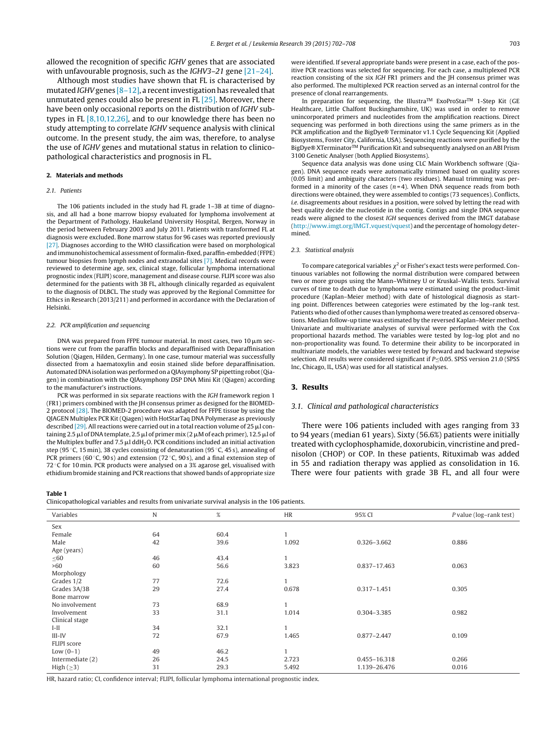allowed the recognition of specific *IGHV* genes that are associated with unfavourable prognosis, such as the *IGHV3–21* gene [21–24].

Although most studies have shown that FL is characterised by mutated *IGHV* genes [8–12], a recent investigation has revealed that unmutated genes could also be present in FL [25]. Moreover, there have been only occasional reports on the distribution of *IGHV* subtypes in FL [8,10,12,26], and to our knowledge there has been no study attempting to correlate *IGHV* sequence analysis with clinical outcome. In the present study, the aim was, therefore, to analyse the use of *IGHV* genes and mutational status in relation to clinicopathological characteristics and prognosis in FL.

## 2. Materials and methods

### 2.1. Patients

The 106 patients included in the study had FL grade 1–3B at time of diagnosis, and all had a bone marrow biopsy evaluated for lymphoma involvement at the Department of Pathology, Haukeland University Hospital, Bergen, Norway in the period between February 2003 and July 2011. Patients with transformed FL at diagnosis were excluded. Bone marrow status for 96 cases was reported previously [27]. Diagnoses according to the WHO classification were based on morphological and immunohistochemical assessment of formalin-fixed, paraffin-embedded (FFPE) tumour biopsies from lymph nodes and extranodal sites [7]. Medical records were reviewed to determine age, sex, clinical stage, follicular lymphoma international prognostic index (FLIPI) score, management and disease course. FLIPI score was also determined for the patients with 3B FL, although clinically regarded as equivalent to the diagnosis of DLBCL. The study was approved by the Regional Committee for Ethics in Research (2013/211) and performed in accordance with the Declaration of Helsinki.

### 2.2. PCR amplification and sequencing

DNA was prepared from FFPE tumour material. In most cases, two 10 μm sections were cut from the paraffin blocks and deparaffinised with Deparaffinisation Solution (Qiagen, Hilden, Germany). In one case, tumour material was successfully dissected from a haematoxylin and eosin stained slide before deparaffinisation. Automated DNA isolation was performed on a QIAsymphony SP pipetting robot (Qiagen) in combination with the QIAsymphony DSP DNA Mini Kit (Qiagen) according to the manufacturer's instructions.

PCR was performed in six separate reactions with the *IGH* framework region 1 (FR1) primers combined with the JH consensus primer as designed for the BIOMED-2 protocol [28]. The BIOMED-2 procedure was adapted for FFPE tissue by using the QIAGEN Multiplex PCR Kit (Qiagen) with HotStarTaq DNA Polymerase as previously described [29]. All reactions were carried out in a total reaction volume of 25 μl containing 2.5 μl of DNA template, 2.5 μl of primer mix (2 μM of each primer), 12.5 μl of the Multiplex buffer and 7.5 μl dd$H_2O$. PCR conditions included an initial activation step (95 °C, 15 min), 38 cycles consisting of denaturation (95 °C, 45 s), annealing of PCR primers (60 °C, 90 s) and extension (72 °C, 90 s), and a final extension step of 72 °C for 10 min. PCR products were analysed on a 3% agarose gel, visualised with ethidium bromide staining and PCR reactions that showed bands of appropriate size were identified. If several appropriate bands were present in a case, each of the positive PCR reactions was selected for sequencing. For each case, a multiplexed PCR reaction consisting of the six *IGH* FR1 primers and the JH consensus primer was also performed. The multiplexed PCR reaction served as an internal control for the presence of clonal rearrangements.

In preparation for sequencing, the Illustra™ ExoProStar™ 1-Step Kit (GE Healthcare, Little Chalfont Buckinghamshire, UK) was used in order to remove unincorporated primers and nucleotides from the amplification reactions. Direct sequencing was performed in both directions using the same primers as in the PCR amplification and the BigDye® Terminator v1.1 Cycle Sequencing Kit (Applied Biosystems, Foster City, California, USA). Sequencing reactions were purified by the BigDye® XTerminator™ Purification Kit and subsequently analysed on an ABI Prism 3100 Genetic Analyser (both Applied Biosystems).

Sequence data analysis was done using CLC Main Workbench software (Qiagen). DNA sequence reads were automatically trimmed based on quality scores (0.05 limit) and ambiguity characters (two residues). Manual trimming was performed in a minority of the cases ($n = 4$). When DNA sequence reads from both directions were obtained, they were assembled to contigs (73 sequences). Conflicts, *i.e.* disagreements about residues in a position, were solved by letting the read with best quality decide the nucleotide in the contig. Contigs and single DNA sequence reads were aligned to the closest *IGH* sequences derived from the IMGT database (http://www.imgt.org/IMGT_vquest/vquest) and the percentage of homology determined.

### 2.3. Statistical analysis

To compare categorical variables $\chi^2$ or Fisher's exact tests were performed. Continuous variables not following the normal distribution were compared between two or more groups using the Mann–Whitney U or Kruskal–Wallis tests. Survival curves of time to death due to lymphoma were estimated using the product-limit procedure (Kaplan–Meier method) with date of histological diagnosis as starting point. Differences between categories were estimated by the log–rank test. Patients who died of other causes than lymphoma were treated as censored observations. Median follow-up time was estimated by the reversed Kaplan–Meier method. Univariate and multivariate analyses of survival were performed with the Cox proportional hazards method. The variables were tested by log–log plot and no non-proportionality was found. To determine their ability to be incorporated in multivariate models, the variables were tested by forward and backward stepwise selection. All results were considered significant if $P \leq 0.05$. SPSS version 21.0 (SPSS Inc, Chicago, IL, USA) was used for all statistical analyses.

## 3. Results

### 3.1. Clinical and pathological characteristics

There were 106 patients included with ages ranging from 33 to 94 years (median 61 years). Sixty (56.6%) patients were initially treated with cyclophosphamide, doxorubicin, vincristine and prednisolon (CHOP) or COP. In these patients, Rituximab was added in 55 and radiation therapy was applied as consolidation in 16. There were four patients with grade 3B FL, and all four were

**Table 1**
Clinicopathological variables and results from univariate survival analysis in the 106 patients.

| Variables | N | % | HR | 95% CI | *P* value (log–rank test) |
|---|---|---|---|---|---|
| Sex | | | | | |
| Female | 64 | 60.4 | 1 | | |
| Male | 42 | 39.6 | 1.092 | 0.326–3.662 | 0.886 |
| Age (years) | | | | | |
| ≤60 | 46 | 43.4 | 1 | | |
| >60 | 60 | 56.6 | 3.823 | 0.837–17.463 | 0.063 |
| Morphology | | | | | |
| Grades 1/2 | 77 | 72.6 | 1 | | |
| Grades 3A/3B | 29 | 27.4 | 0.678 | 0.317–1.451 | 0.305 |
| Bone marrow | | | | | |
| No involvement | 73 | 68.9 | 1 | | |
| Involvement | 33 | 31.1 | 1.014 | 0.304–3.385 | 0.982 |
| Clinical stage | | | | | |
| I–II | 34 | 32.1 | 1 | | |
| III–IV | 72 | 67.9 | 1.465 | 0.877–2.447 | 0.109 |
| FLIPI score | | | | | |
| Low (0–1) | 49 | 46.2 | 1 | | |
| Intermediate (2) | 26 | 24.5 | 2.723 | 0.455–16.318 | 0.266 |
| High (≥3) | 31 | 29.3 | 5.492 | 1.139–26.476 | 0.016 |

HR, hazard ratio; CI, confidence interval; FLIPI, follicular lymphoma international prognostic index.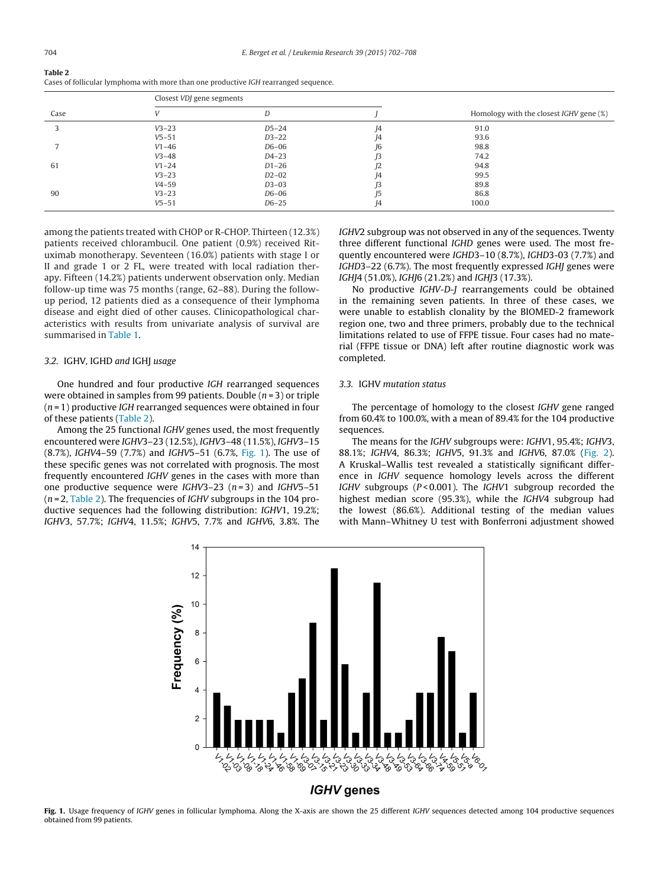**Table 2**
Cases of follicular lymphoma with more than one productive *IGH* rearranged sequence.

| Case | Closest *VDJ* gene segments | | | Homology with the closest *IGHV* gene (%) |
|---|---|---|---|---|
| | *V* | *D* | *J* | |
| 3 | *V*3–23 | *D*5–24 | *J*4 | 91.0 |
| | *V*5–51 | *D*3–22 | *J*4 | 93.6 |
| 7 | *V*1–46 | *D*6–06 | *J*6 | 98.8 |
| | *V*3–48 | *D*4–23 | *J*3 | 74.2 |
| 61 | *V*1–24 | *D*1–26 | *J*2 | 94.8 |
| | *V*3–23 | *D*2–02 | *J*4 | 99.5 |
| | *V*4–59 | *D*3–03 | *J*3 | 89.8 |
| 90 | *V*3–23 | *D*6–06 | *J*5 | 86.8 |
| | *V*5–51 | *D*6–25 | *J*4 | 100.0 |

among the patients treated with CHOP or R-CHOP. Thirteen (12.3%) patients received chlorambucil. One patient (0.9%) received Rituximab monotherapy. Seventeen (16.0%) patients with stage I or II and grade 1 or 2 FL, were treated with local radiation therapy. Fifteen (14.2%) patients underwent observation only. Median follow-up time was 75 months (range, 62–88). During the follow-up period, 12 patients died as a consequence of their lymphoma disease and eight died of other causes. Clinicopathological characteristics with results from univariate analysis of survival are summarised in Table 1.

### 3.2. IGHV, IGHD and IGHJ usage

One hundred and four productive *IGH* rearranged sequences were obtained in samples from 99 patients. Double ($n = 3$) or triple ($n = 1$) productive *IGH* rearranged sequences were obtained in four of these patients (Table 2).

Among the 25 functional *IGHV* genes used, the most frequently encountered were *IGHV*3–23 (12.5%), *IGHV*3–48 (11.5%), *IGHV*3–15 (8.7%), *IGHV*4–59 (7.7%) and *IGHV*5–51 (6.7%, Fig. 1). The use of these specific genes was not correlated with prognosis. The most frequently encountered *IGHV* genes in the cases with more than one productive sequence were *IGHV*3–23 ($n = 3$) and *IGHV*5–51 ($n = 2$, Table 2). The frequencies of *IGHV* subgroups in the 104 productive sequences had the following distribution: *IGHV*1, 19.2%; *IGHV*3, 57.7%; *IGHV*4, 11.5%; *IGHV*5, 7.7% and *IGHV*6, 3.8%. The *IGHV*2 subgroup was not observed in any of the sequences. Twenty three different functional *IGHD* genes were used. The most frequently encountered were *IGHD*3–10 (8.7%), *IGHD*3-03 (7.7%) and *IGHD*3–22 (6.7%). The most frequently expressed *IGHJ* genes were *IGHJ*4 (51.0%), *IGHJ*6 (21.2%) and *IGHJ*3 (17.3%).

No productive *IGHV-D-J* rearrangements could be obtained in the remaining seven patients. In three of these cases, we were unable to establish clonality by the BIOMED-2 framework region one, two and three primers, probably due to the technical limitations related to use of FFPE tissue. Four cases had no material (FFPE tissue or DNA) left after routine diagnostic work was completed.

### 3.3. IGHV mutation status

The percentage of homology to the closest *IGHV* gene ranged from 60.4% to 100.0%, with a mean of 89.4% for the 104 productive sequences.

The means for the *IGHV* subgroups were: *IGHV*1, 95.4%; *IGHV*3, 88.1%; *IGHV*4, 86.3%; *IGHV*5, 91.3% and *IGHV*6, 87.0% (Fig. 2). A Kruskal–Wallis test revealed a statistically significant difference in *IGHV* sequence homology levels across the different *IGHV* subgroups ($P < 0.001$). The *IGHV*1 subgroup recorded the highest median score (95.3%), while the *IGHV*4 subgroup had the lowest (86.6%). Additional testing of the median values with Mann–Whitney U test with Bonferroni adjustment showed

**Fig. 1.** Usage frequency of *IGHV* genes in follicular lymphoma. Along the X-axis are shown the 25 different *IGHV* sequences detected among 104 productive sequences obtained from 99 patients.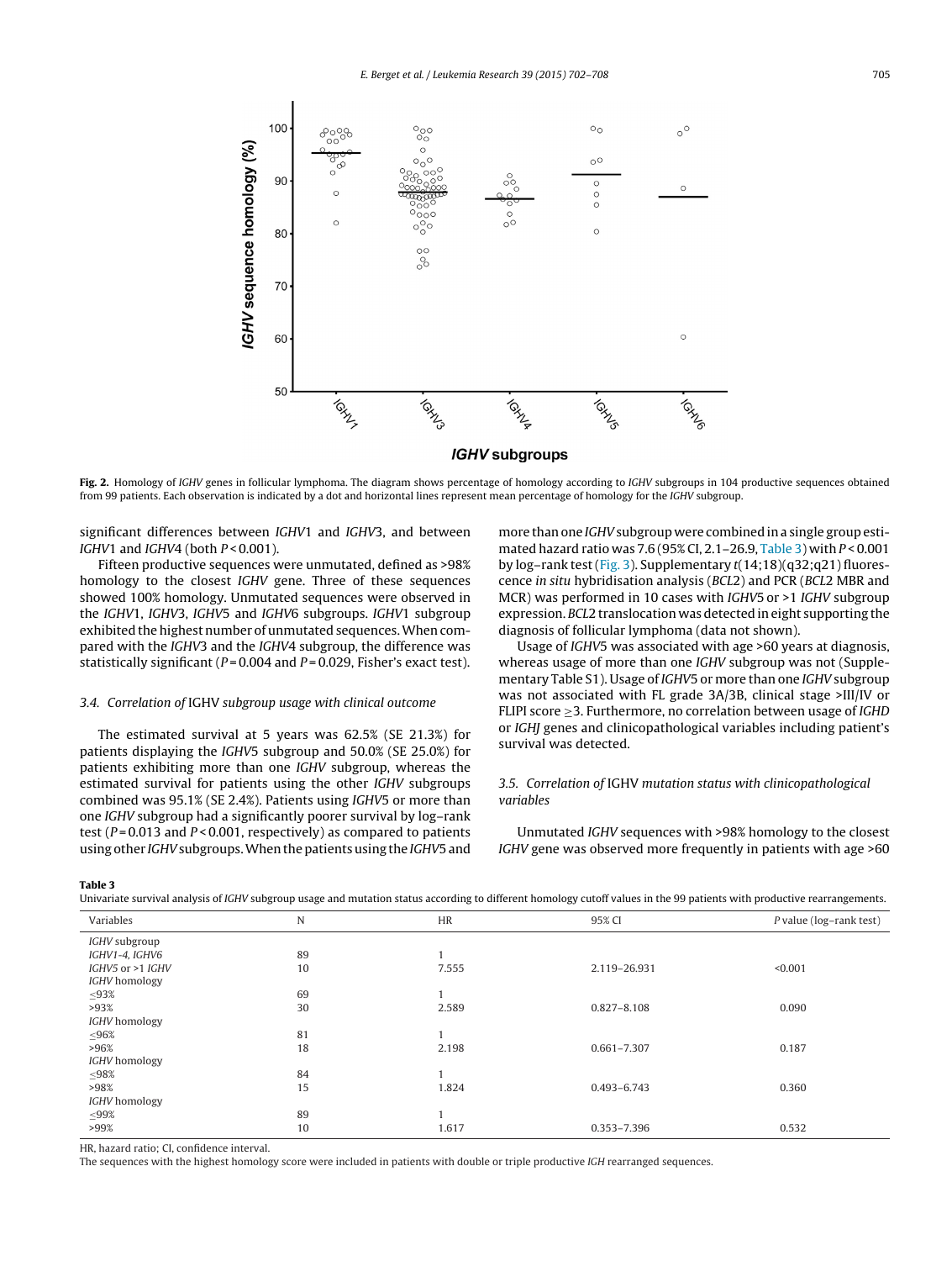**Fig. 2.** Homology of *IGHV* genes in follicular lymphoma. The diagram shows percentage of homology according to *IGHV* subgroups in 104 productive sequences obtained from 99 patients. Each observation is indicated by a dot and horizontal lines represent mean percentage of homology for the *IGHV* subgroup.

significant differences between *IGHV*1 and *IGHV*3, and between *IGHV*1 and *IGHV*4 (both $P < 0.001$).

Fifteen productive sequences were unmutated, defined as >98% homology to the closest *IGHV* gene. Three of these sequences showed 100% homology. Unmutated sequences were observed in the *IGHV*1, *IGHV*3, *IGHV*5 and *IGHV*6 subgroups. *IGHV*1 subgroup exhibited the highest number of unmutated sequences. When compared with the *IGHV*3 and the *IGHV*4 subgroup, the difference was statistically significant ($P = 0.004$ and $P = 0.029$, Fisher's exact test).

### 3.4. Correlation of IGHV subgroup usage with clinical outcome

The estimated survival at 5 years was 62.5% (SE 21.3%) for patients displaying the *IGHV*5 subgroup and 50.0% (SE 25.0%) for patients exhibiting more than one *IGHV* subgroup, whereas the estimated survival for patients using the other *IGHV* subgroups combined was 95.1% (SE 2.4%). Patients using *IGHV*5 or more than one *IGHV* subgroup had a significantly poorer survival by log–rank test ($P = 0.013$ and $P < 0.001$, respectively) as compared to patients using other *IGHV* subgroups. When the patients using the *IGHV*5 and more than one *IGHV* subgroup were combined in a single group estimated hazard ratio was 7.6 (95% CI, 2.1–26.9, Table 3) with $P < 0.001$ by log–rank test (Fig. 3). Supplementary *t*(14;18)(q32;q21) fluorescence *in situ* hybridisation analysis (*BCL*2) and PCR (*BCL*2 MBR and MCR) was performed in 10 cases with *IGHV*5 or >1 *IGHV* subgroup expression. *BCL*2 translocation was detected in eight supporting the diagnosis of follicular lymphoma (data not shown).

Usage of *IGHV*5 was associated with age >60 years at diagnosis, whereas usage of more than one *IGHV* subgroup was not (Supplementary Table S1). Usage of *IGHV*5 or more than one *IGHV* subgroup was not associated with FL grade 3A/3B, clinical stage >III/IV or FLIPI score ≥3. Furthermore, no correlation between usage of *IGHD* or *IGHJ* genes and clinicopathological variables including patient's survival was detected.

### 3.5. Correlation of IGHV mutation status with clinicopathological variables

Unmutated *IGHV* sequences with >98% homology to the closest *IGHV* gene was observed more frequently in patients with age >60

**Table 3**
Univariate survival analysis of *IGHV* subgroup usage and mutation status according to different homology cutoff values in the 99 patients with productive rearrangements.

| Variables | N | HR | 95% CI | P value (log–rank test) |
|---|---|---|---|---|
| *IGHV* subgroup | | | | |
| *IGHV*1–4, *IGHV*6 | 89 | 1 | | |
| *IGHV*5 or >1 *IGHV* | 10 | 7.555 | 2.119–26.931 | <0.001 |
| *IGHV* homology | | | | |
| ≤93% | 69 | 1 | | |
| >93% | 30 | 2.589 | 0.827–8.108 | 0.090 |
| *IGHV* homology | | | | |
| ≤96% | 81 | 1 | | |
| >96% | 18 | 2.198 | 0.661–7.307 | 0.187 |
| *IGHV* homology | | | | |
| ≤98% | 84 | 1 | | |
| >98% | 15 | 1.824 | 0.493–6.743 | 0.360 |
| *IGHV* homology | | | | |
| ≤99% | 89 | 1 | | |
| >99% | 10 | 1.617 | 0.353–7.396 | 0.532 |

HR, hazard ratio; CI, confidence interval.
The sequences with the highest homology score were included in patients with double or triple productive *IGH* rearranged sequences.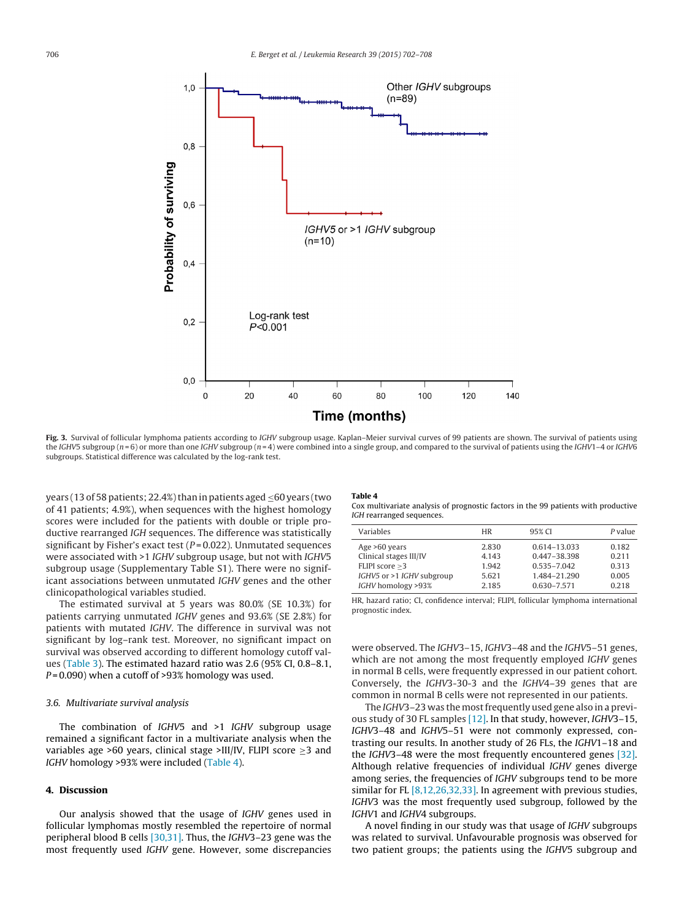Fig. 3. Survival of follicular lymphoma patients according to *IGHV* subgroup usage. Kaplan–Meier survival curves of 99 patients are shown. The survival of patients using the *IGHV*5 subgroup (n = 6) or more than one *IGHV* subgroup (n = 4) were combined into a single group, and compared to the survival of patients using the *IGHV*1–4 or *IGHV*6 subgroups. Statistical difference was calculated by the log-rank test.

years (13 of 58 patients; 22.4%) than in patients aged ≤60 years (two of 41 patients; 4.9%), when sequences with the highest homology scores were included for the patients with double or triple productive rearranged *IGH* sequences. The difference was statistically significant by Fisher's exact test ($P = 0.022$). Unmutated sequences were associated with >1 *IGHV* subgroup usage, but not with *IGHV*5 subgroup usage (Supplementary Table S1). There were no significant associations between unmutated *IGHV* genes and the other clinicopathological variables studied.

The estimated survival at 5 years was 80.0% (SE 10.3%) for patients carrying unmutated *IGHV* genes and 93.6% (SE 2.8%) for patients with mutated *IGHV*. The difference in survival was not significant by log–rank test. Moreover, no significant impact on survival was observed according to different homology cutoff values (Table 3). The estimated hazard ratio was 2.6 (95% CI, 0.8–8.1, $P = 0.090$) when a cutoff of >93% homology was used.

### 3.6. Multivariate survival analysis

The combination of *IGHV*5 and >1 *IGHV* subgroup usage remained a significant factor in a multivariate analysis when the variables age >60 years, clinical stage >III/IV, FLIPI score ≥3 and *IGHV* homology >93% were included (Table 4).

**Table 4**
Cox multivariate analysis of prognostic factors in the 99 patients with productive *IGH* rearranged sequences.

| Variables | HR | 95% CI | P value |
|---|---|---|---|
| Age >60 years | 2.830 | 0.614–13.033 | 0.182 |
| Clinical stages III/IV | 4.143 | 0.447–38.398 | 0.211 |
| FLIPI score ≥3 | 1.942 | 0.535–7.042 | 0.313 |
| *IGHV5* or >1 *IGHV* subgroup | 5.621 | 1.484–21.290 | 0.005 |
| *IGHV* homology >93% | 2.185 | 0.630–7.571 | 0.218 |

HR, hazard ratio; CI, confidence interval; FLIPI, follicular lymphoma international prognostic index.

## 4. Discussion

Our analysis showed that the usage of *IGHV* genes used in follicular lymphomas mostly resembled the repertoire of normal peripheral blood B cells [30,31]. Thus, the *IGHV*3–23 gene was the most frequently used *IGHV* gene. However, some discrepancies were observed. The *IGHV*3–15, *IGHV*3–48 and the *IGHV*5–51 genes, which are not among the most frequently employed *IGHV* genes in normal B cells, were frequently expressed in our patient cohort. Conversely, the *IGHV*3-30-3 and the *IGHV*4–39 genes that are common in normal B cells were not represented in our patients.

The *IGHV*3–23 was the most frequently used gene also in a previous study of 30 FL samples [12]. In that study, however, *IGHV*3–15, *IGHV*3–48 and *IGHV*5–51 were not commonly expressed, contrasting our results. In another study of 26 FLs, the *IGHV*1–18 and the *IGHV*3–48 were the most frequently encountered genes [32]. Although relative frequencies of individual *IGHV* genes diverge among series, the frequencies of *IGHV* subgroups tend to be more similar for FL [8,12,26,32,33]. In agreement with previous studies, *IGHV*3 was the most frequently used subgroup, followed by the *IGHV*1 and *IGHV*4 subgroups.

A novel finding in our study was that usage of *IGHV* subgroups was related to survival. Unfavourable prognosis was observed for two patient groups; the patients using the *IGHV*5 subgroup and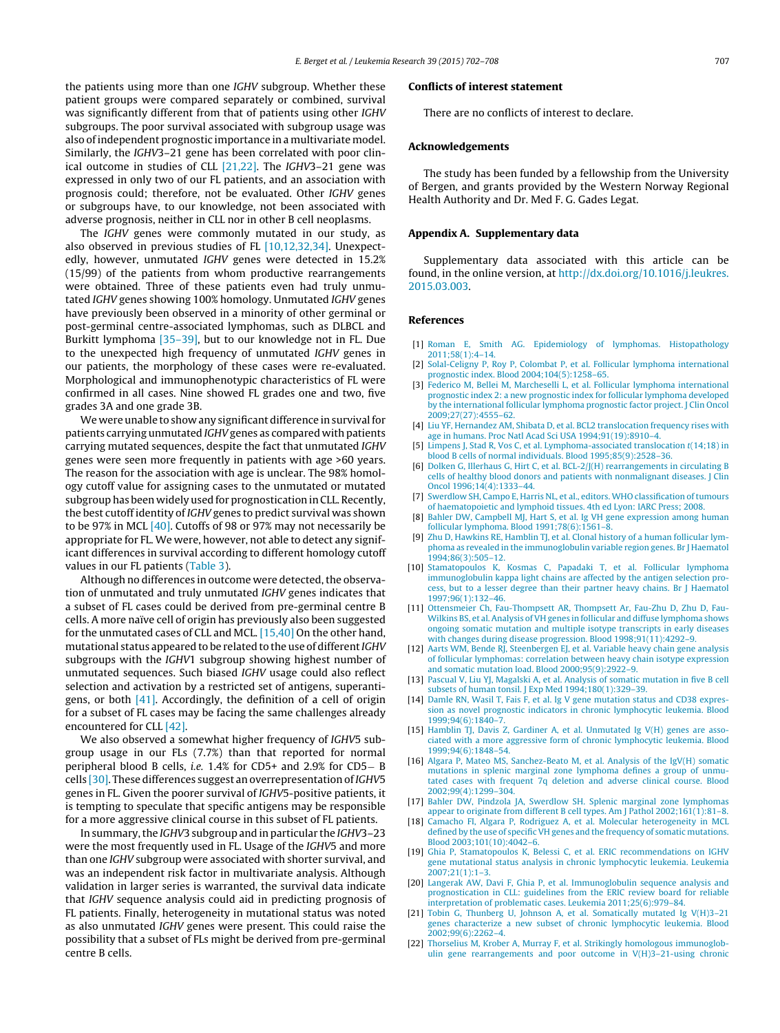the patients using more than one *IGHV* subgroup. Whether these patient groups were compared separately or combined, survival was significantly different from that of patients using other *IGHV* subgroups. The poor survival associated with subgroup usage was also of independent prognostic importance in a multivariate model. Similarly, the *IGHV*3–21 gene has been correlated with poor clinical outcome in studies of CLL [21,22]. The *IGHV*3–21 gene was expressed in only two of our FL patients, and an association with prognosis could; therefore, not be evaluated. Other *IGHV* genes or subgroups have, to our knowledge, not been associated with adverse prognosis, neither in CLL nor in other B cell neoplasms.

The *IGHV* genes were commonly mutated in our study, as also observed in previous studies of FL [10,12,32,34]. Unexpectedly, however, unmutated *IGHV* genes were detected in 15.2% (15/99) of the patients from whom productive rearrangements were obtained. Three of these patients even had truly unmutated *IGHV* genes showing 100% homology. Unmutated *IGHV* genes have previously been observed in a minority of other germinal or post-germinal centre-associated lymphomas, such as DLBCL and Burkitt lymphoma [35–39], but to our knowledge not in FL. Due to the unexpected high frequency of unmutated *IGHV* genes in our patients, the morphology of these cases were re-evaluated. Morphological and immunophenotypic characteristics of FL were confirmed in all cases. Nine showed FL grades one and two, five grades 3A and one grade 3B.

We were unable to show any significant difference in survival for patients carrying unmutated *IGHV* genes as compared with patients carrying mutated sequences, despite the fact that unmutated *IGHV* genes were seen more frequently in patients with age >60 years. The reason for the association with age is unclear. The 98% homology cutoff value for assigning cases to the unmutated or mutated subgroup has been widely used for prognostication in CLL. Recently, the best cutoff identity of *IGHV* genes to predict survival was shown to be 97% in MCL [40]. Cutoffs of 98 or 97% may not necessarily be appropriate for FL. We were, however, not able to detect any significant differences in survival according to different homology cutoff values in our FL patients (Table 3).

Although no differences in outcome were detected, the observation of unmutated and truly unmutated *IGHV* genes indicates that a subset of FL cases could be derived from pre-germinal centre B cells. A more naïve cell of origin has previously also been suggested for the unmutated cases of CLL and MCL. [15,40] On the other hand, mutational status appeared to be related to the use of different *IGHV* subgroups with the *IGHV*1 subgroup showing highest number of unmutated sequences. Such biased *IGHV* usage could also reflect selection and activation by a restricted set of antigens, superantigens, or both [41]. Accordingly, the definition of a cell of origin for a subset of FL cases may be facing the same challenges already encountered for CLL [42].

We also observed a somewhat higher frequency of *IGHV*5 subgroup usage in our FLs (7.7%) than that reported for normal peripheral blood B cells, *i.e.* 1.4% for CD5+ and 2.9% for CD5− B cells [30]. These differences suggest an overrepresentation of *IGHV*5 genes in FL. Given the poorer survival of *IGHV*5-positive patients, it is tempting to speculate that specific antigens may be responsible for a more aggressive clinical course in this subset of FL patients.

In summary, the *IGHV*3 subgroup and in particular the *IGHV*3–23 were the most frequently used in FL. Usage of the *IGHV*5 and more than one *IGHV* subgroup were associated with shorter survival, and was an independent risk factor in multivariate analysis. Although validation in larger series is warranted, the survival data indicate that *IGHV* sequence analysis could aid in predicting prognosis of FL patients. Finally, heterogeneity in mutational status was noted as also unmutated *IGHV* genes were present. This could raise the possibility that a subset of FLs might be derived from pre-germinal centre B cells.

## Conflicts of interest statement

There are no conflicts of interest to declare.

## Acknowledgements

The study has been funded by a fellowship from the University of Bergen, and grants provided by the Western Norway Regional Health Authority and Dr. Med F. G. Gades Legat.

## Appendix A. Supplementary data

Supplementary data associated with this article can be found, in the online version, at http://dx.doi.org/10.1016/j.leukres.2015.03.003.

## References

[1] Roman E, Smith AG. Epidemiology of lymphomas. Histopathology 2011;58(1):4–14.

[2] Solal-Celigny P, Roy P, Colombat P, et al. Follicular lymphoma international prognostic index. Blood 2004;104(5):1258–65.

[3] Federico M, Bellei M, Marcheselli L, et al. Follicular lymphoma international prognostic index 2: a new prognostic index for follicular lymphoma developed by the international follicular lymphoma prognostic factor project. J Clin Oncol 2009;27(27):4555–62.

[4] Liu YF, Hernandez AM, Shibata D, et al. BCL2 translocation frequency rises with age in humans. Proc Natl Acad Sci USA 1994;91(19):8910–4.

[5] Limpens J, Stad R, Vos C, et al. Lymphoma-associated translocation *t*(14;18) in blood B cells of normal individuals. Blood 1995;85(9):2528–36.

[6] Dolken G, Illerhaus G, Hirt C, et al. BCL-2/J(H) rearrangements in circulating B cells of healthy blood donors and patients with nonmalignant diseases. J Clin Oncol 1996;14(4):1333–44.

[7] Swerdlow SH, Campo E, Harris NL, et al., editors. WHO classification of tumours of haematopoietic and lymphoid tissues. 4th ed Lyon: IARC Press; 2008.

[8] Bahler DW, Campbell MJ, Hart S, et al. Ig VH gene expression among human follicular lymphoma. Blood 1991;78(6):1561–8.

[9] Zhu D, Hawkins RE, Hamblin TJ, et al. Clonal history of a human follicular lymphoma as revealed in the immunoglobulin variable region genes. Br J Haematol 1994;86(3):505–12.

[10] Stamatopoulos K, Kosmas C, Papadaki T, et al. Follicular lymphoma immunoglobulin kappa light chains are affected by the antigen selection process, but to a lesser degree than their partner heavy chains. Br J Haematol 1997;96(1):132–46.

[11] Ottensmeier Ch, Fau-Thompsett AR, Thompsett Ar, Fau-Zhu D, Zhu D, Fau-Wilkins BS, et al. Analysis of VH genes in follicular and diffuse lymphoma shows ongoing somatic mutation and multiple isotype transcripts in early diseases with changes during disease progression. Blood 1998;91(11):4292–9.

[12] Aarts WM, Bende RJ, Steenbergen EJ, et al. Variable heavy chain gene analysis of follicular lymphomas: correlation between heavy chain isotype expression and somatic mutation load. Blood 2000;95(9):2922–9.

[13] Pascual V, Liu YJ, Magalski A, et al. Analysis of somatic mutation in five B cell subsets of human tonsil. J Exp Med 1994;180(1):329–39.

[14] Damle RN, Wasil T, Fais F, et al. Ig V gene mutation status and CD38 expression as novel prognostic indicators in chronic lymphocytic leukemia. Blood 1999;94(6):1840–7.

[15] Hamblin TJ, Davis Z, Gardiner A, et al. Unmutated Ig V(H) genes are associated with a more aggressive form of chronic lymphocytic leukemia. Blood 1999;94(6):1848–54.

[16] Algara P, Mateo MS, Sanchez-Beato M, et al. Analysis of the IgV(H) somatic mutations in splenic marginal zone lymphoma defines a group of unmutated cases with frequent 7q deletion and adverse clinical course. Blood 2002;99(4):1299–304.

[17] Bahler DW, Pindzola JA, Swerdlow SH. Splenic marginal zone lymphomas appear to originate from different B cell types. Am J Pathol 2002;161(1):81–8.

[18] Camacho FI, Algara P, Rodriguez A, et al. Molecular heterogeneity in MCL defined by the use of specific VH genes and the frequency of somatic mutations. Blood 2003;101(10):4042–6.

[19] Ghia P, Stamatopoulos K, Belessi C, et al. ERIC recommendations on IGHV gene mutational status analysis in chronic lymphocytic leukemia. Leukemia 2007;21(1):1–3.

[20] Langerak AW, Davi F, Ghia P, et al. Immunoglobulin sequence analysis and prognostication in CLL: guidelines from the ERIC review board for reliable interpretation of problematic cases. Leukemia 2011;25(6):979–84.

[21] Tobin G, Thunberg U, Johnson A, et al. Somatically mutated Ig V(H)3–21 genes characterize a new subset of chronic lymphocytic leukemia. Blood 2002;99(6):2262–4.

[22] Thorselius M, Krober A, Murray F, et al. Strikingly homologous immunoglobulin gene rearrangements and poor outcome in V(H)3–21-using chronic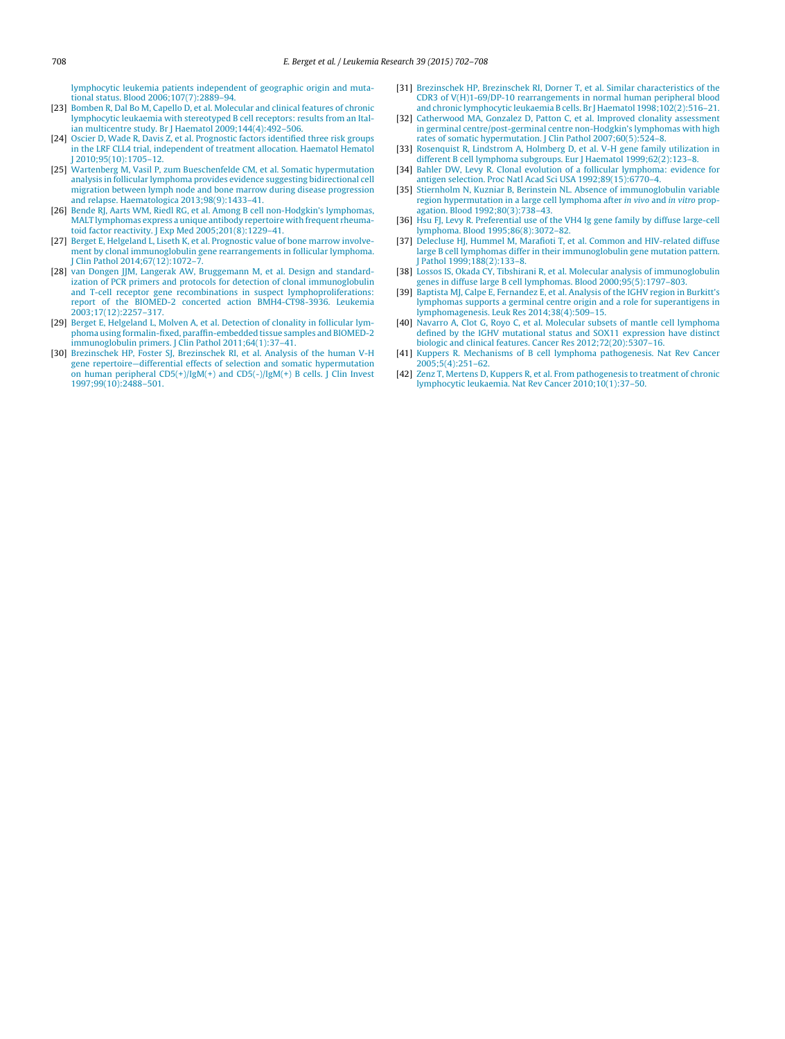lymphocytic leukemia patients independent of geographic origin and mutational status. Blood 2006;107(7):2889–94.

[23] Bomben R, Dal Bo M, Capello D, et al. Molecular and clinical features of chronic lymphocytic leukaemia with stereotyped B cell receptors: results from an Italian multicentre study. Br J Haematol 2009;144(4):492–506.

[24] Oscier D, Wade R, Davis Z, et al. Prognostic factors identified three risk groups in the LRF CLL4 trial, independent of treatment allocation. Haematol Hematol J 2010;95(10):1705–12.

[25] Wartenberg M, Vasil P, zum Bueschenfelde CM, et al. Somatic hypermutation analysis in follicular lymphoma provides evidence suggesting bidirectional cell migration between lymph node and bone marrow during disease progression and relapse. Haematologica 2013;98(9):1433–41.

[26] Bende RJ, Aarts WM, Riedl RG, et al. Among B cell non-Hodgkin's lymphomas, MALT lymphomas express a unique antibody repertoire with frequent rheumatoid factor reactivity. J Exp Med 2005;201(8):1229–41.

[27] Berget E, Helgeland L, Liseth K, et al. Prognostic value of bone marrow involvement by clonal immunoglobulin gene rearrangements in follicular lymphoma. J Clin Pathol 2014;67(12):1072–7.

[28] van Dongen JJM, Langerak AW, Bruggemann M, et al. Design and standardization of PCR primers and protocols for detection of clonal immunoglobulin and T-cell receptor gene recombinations in suspect lymphoproliferations: report of the BIOMED-2 concerted action BMH4-CT98-3936. Leukemia 2003;17(12):2257–317.

[29] Berget E, Helgeland L, Molven A, et al. Detection of clonality in follicular lymphoma using formalin-fixed, paraffin-embedded tissue samples and BIOMED-2 immunoglobulin primers. J Clin Pathol 2011;64(1):37–41.

[30] Brezinschek HP, Foster SJ, Brezinschek RI, et al. Analysis of the human V-H gene repertoire—differential effects of selection and somatic hypermutation on human peripheral CD5(+)/IgM(+) and CD5(-)/IgM(+) B cells. J Clin Invest 1997;99(10):2488–501.

[31] Brezinschek HP, Brezinschek RI, Dorner T, et al. Similar characteristics of the CDR3 of V(H)1-69/DP-10 rearrangements in normal human peripheral blood and chronic lymphocytic leukaemia B cells. Br J Haematol 1998;102(2):516–21.

[32] Catherwood MA, Gonzalez D, Patton C, et al. Improved clonality assessment in germinal centre/post-germinal centre non-Hodgkin's lymphomas with high rates of somatic hypermutation. J Clin Pathol 2007;60(5):524–8.

[33] Rosenquist R, Lindstrom A, Holmberg D, et al. V-H gene family utilization in different B cell lymphoma subgroups. Eur J Haematol 1999;62(2):123–8.

[34] Bahler DW, Levy R. Clonal evolution of a follicular lymphoma: evidence for antigen selection. Proc Natl Acad Sci USA 1992;89(15):6770–4.

[35] Stiernholm N, Kuzniar B, Berinstein NL. Absence of immunoglobulin variable region hypermutation in a large cell lymphoma after *in vivo* and *in vitro* propagation. Blood 1992;80(3):738–43.

[36] Hsu FJ, Levy R. Preferential use of the VH4 Ig gene family by diffuse large-cell lymphoma. Blood 1995;86(8):3072–82.

[37] Delecluse HJ, Hummel M, Marafioti T, et al. Common and HIV-related diffuse large B cell lymphomas differ in their immunoglobulin gene mutation pattern. J Pathol 1999;188(2):133–8.

[38] Lossos IS, Okada CY, Tibshirani R, et al. Molecular analysis of immunoglobulin genes in diffuse large B cell lymphomas. Blood 2000;95(5):1797–803.

[39] Baptista MJ, Calpe E, Fernandez E, et al. Analysis of the IGHV region in Burkitt's lymphomas supports a germinal centre origin and a role for superantigens in lymphomagenesis. Leuk Res 2014;38(4):509–15.

[40] Navarro A, Clot G, Royo C, et al. Molecular subsets of mantle cell lymphoma defined by the IGHV mutational status and SOX11 expression have distinct biologic and clinical features. Cancer Res 2012;72(20):5307–16.

[41] Kuppers R. Mechanisms of B cell lymphoma pathogenesis. Nat Rev Cancer 2005;5(4):251–62.

[42] Zenz T, Mertens D, Kuppers R, et al. From pathogenesis to treatment of chronic lymphocytic leukaemia. Nat Rev Cancer 2010;10(1):37–50.